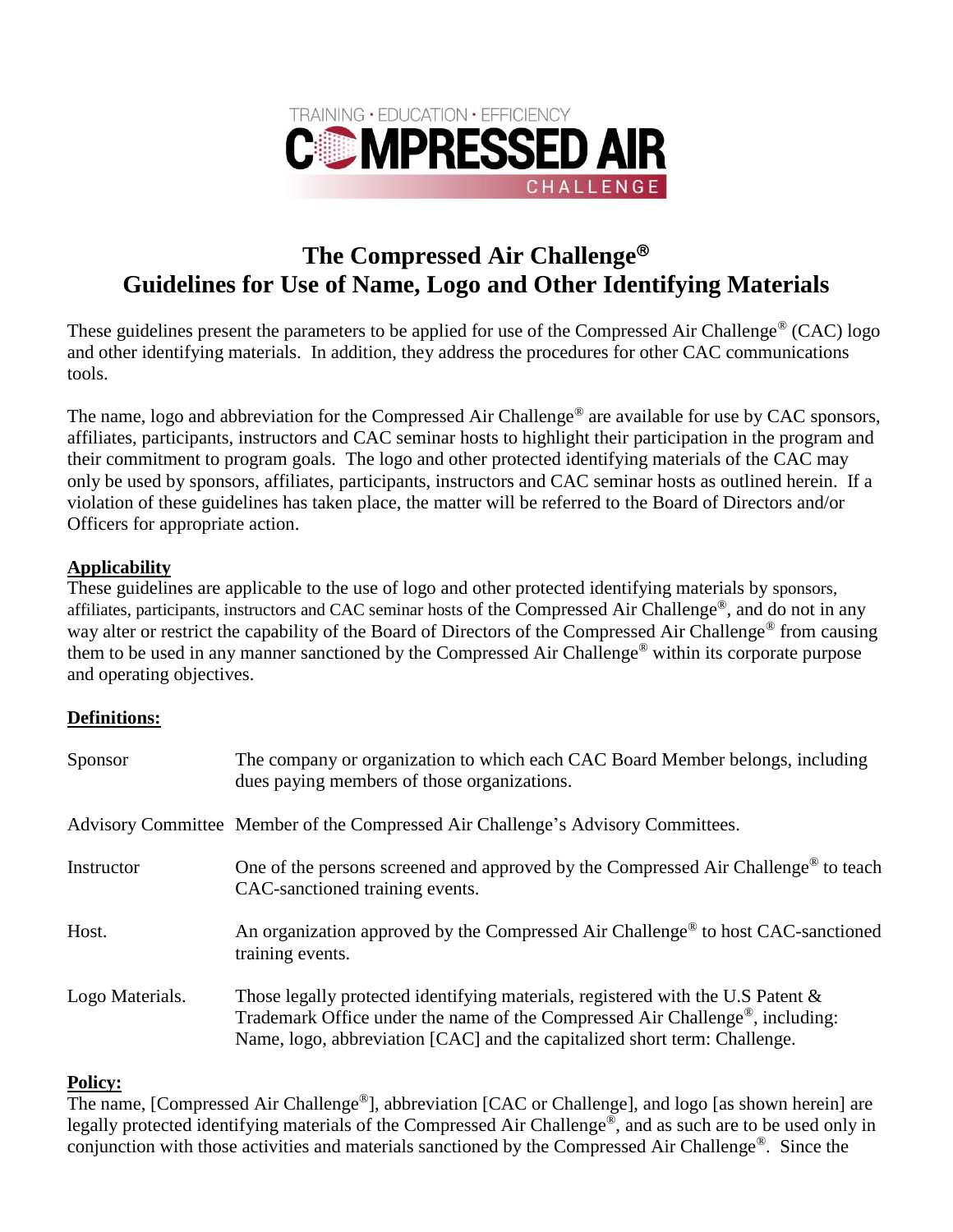TRAINING • EDUCATION • EFFICIENCY
COMPRESSED AIR
CHALLENGE

# The Compressed Air Challenge®
# Guidelines for Use of Name, Logo and Other Identifying Materials

These guidelines present the parameters to be applied for use of the Compressed Air Challenge® (CAC) logo and other identifying materials. In addition, they address the procedures for other CAC communications tools.

The name, logo and abbreviation for the Compressed Air Challenge® are available for use by CAC sponsors, affiliates, participants, instructors and CAC seminar hosts to highlight their participation in the program and their commitment to program goals. The logo and other protected identifying materials of the CAC may only be used by sponsors, affiliates, participants, instructors and CAC seminar hosts as outlined herein. If a violation of these guidelines has taken place, the matter will be referred to the Board of Directors and/or Officers for appropriate action.

**Applicability**

These guidelines are applicable to the use of logo and other protected identifying materials by sponsors, affiliates, participants, instructors and CAC seminar hosts of the Compressed Air Challenge®, and do not in any way alter or restrict the capability of the Board of Directors of the Compressed Air Challenge® from causing them to be used in any manner sanctioned by the Compressed Air Challenge® within its corporate purpose and operating objectives.

**Definitions:**

| | |
|---|---|
| Sponsor | The company or organization to which each CAC Board Member belongs, including dues paying members of those organizations. |
| Advisory Committee | Member of the Compressed Air Challenge's Advisory Committees. |
| Instructor | One of the persons screened and approved by the Compressed Air Challenge® to teach CAC-sanctioned training events. |
| Host. | An organization approved by the Compressed Air Challenge® to host CAC-sanctioned training events. |
| Logo Materials. | Those legally protected identifying materials, registered with the U.S Patent & Trademark Office under the name of the Compressed Air Challenge®, including: Name, logo, abbreviation [CAC] and the capitalized short term: Challenge. |

**Policy:**

The name, [Compressed Air Challenge®], abbreviation [CAC or Challenge], and logo [as shown herein] are legally protected identifying materials of the Compressed Air Challenge®, and as such are to be used only in conjunction with those activities and materials sanctioned by the Compressed Air Challenge®. Since the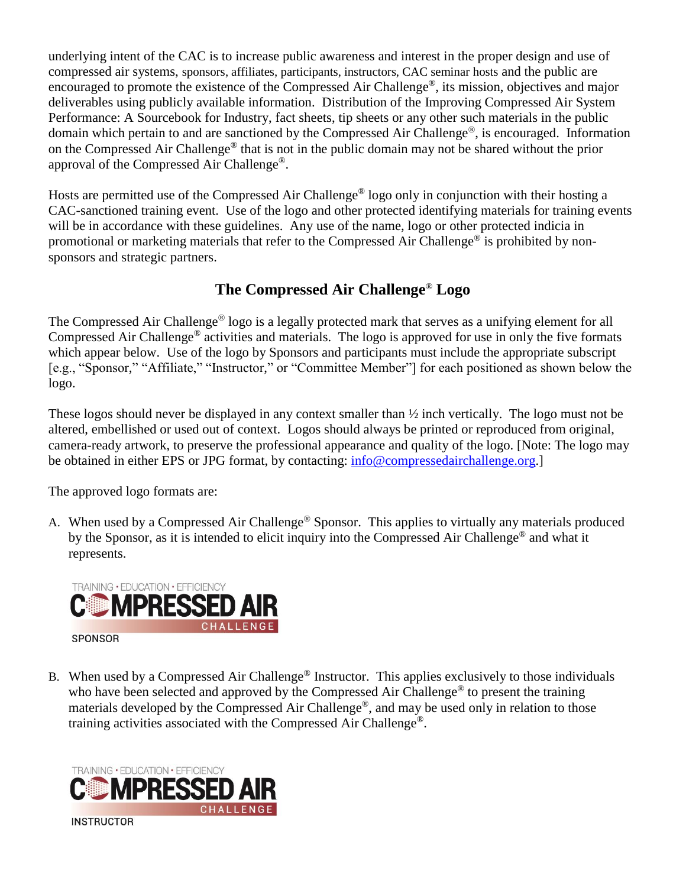underlying intent of the CAC is to increase public awareness and interest in the proper design and use of compressed air systems, sponsors, affiliates, participants, instructors, CAC seminar hosts and the public are encouraged to promote the existence of the Compressed Air Challenge®, its mission, objectives and major deliverables using publicly available information. Distribution of the Improving Compressed Air System Performance: A Sourcebook for Industry, fact sheets, tip sheets or any other such materials in the public domain which pertain to and are sanctioned by the Compressed Air Challenge®, is encouraged. Information on the Compressed Air Challenge® that is not in the public domain may not be shared without the prior approval of the Compressed Air Challenge®.

Hosts are permitted use of the Compressed Air Challenge® logo only in conjunction with their hosting a CAC-sanctioned training event. Use of the logo and other protected identifying materials for training events will be in accordance with these guidelines. Any use of the name, logo or other protected indicia in promotional or marketing materials that refer to the Compressed Air Challenge® is prohibited by non-sponsors and strategic partners.

## The Compressed Air Challenge® Logo

The Compressed Air Challenge® logo is a legally protected mark that serves as a unifying element for all Compressed Air Challenge® activities and materials. The logo is approved for use in only the five formats which appear below. Use of the logo by Sponsors and participants must include the appropriate subscript [e.g., "Sponsor," "Affiliate," "Instructor," or "Committee Member"] for each positioned as shown below the logo.

These logos should never be displayed in any context smaller than ½ inch vertically. The logo must not be altered, embellished or used out of context. Logos should always be printed or reproduced from original, camera-ready artwork, to preserve the professional appearance and quality of the logo. [Note: The logo may be obtained in either EPS or JPG format, by contacting: info@compressedairchallenge.org.]

The approved logo formats are:

A. When used by a Compressed Air Challenge® Sponsor. This applies to virtually any materials produced by the Sponsor, as it is intended to elicit inquiry into the Compressed Air Challenge® and what it represents.

TRAINING • EDUCATION • EFFICIENCY
COMPRESSED AIR
CHALLENGE
SPONSOR

B. When used by a Compressed Air Challenge® Instructor. This applies exclusively to those individuals who have been selected and approved by the Compressed Air Challenge® to present the training materials developed by the Compressed Air Challenge®, and may be used only in relation to those training activities associated with the Compressed Air Challenge®.

TRAINING • EDUCATION • EFFICIENCY
COMPRESSED AIR
CHALLENGE
INSTRUCTOR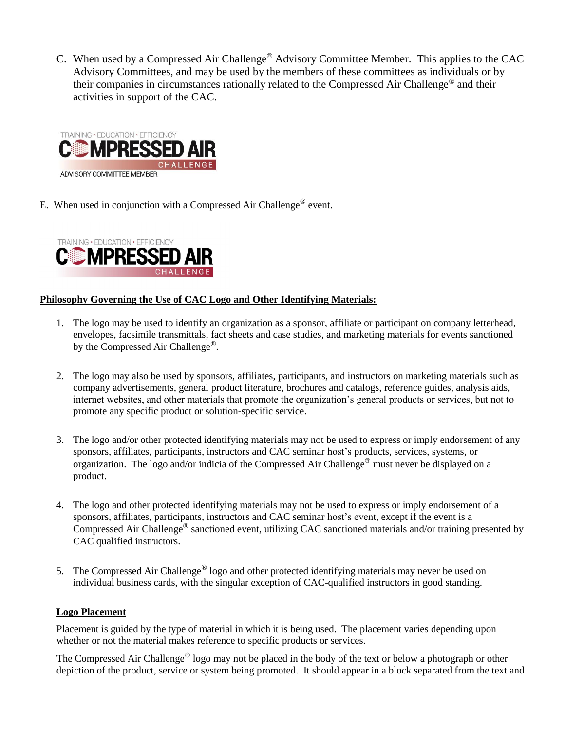C. When used by a Compressed Air Challenge® Advisory Committee Member. This applies to the CAC Advisory Committees, and may be used by the members of these committees as individuals or by their companies in circumstances rationally related to the Compressed Air Challenge® and their activities in support of the CAC.

TRAINING • EDUCATION • EFFICIENCY
COMPRESSED AIR
CHALLENGE
ADVISORY COMMITTEE MEMBER

E. When used in conjunction with a Compressed Air Challenge® event.

TRAINING • EDUCATION • EFFICIENCY
COMPRESSED AIR
CHALLENGE

**Philosophy Governing the Use of CAC Logo and Other Identifying Materials:**

1. The logo may be used to identify an organization as a sponsor, affiliate or participant on company letterhead, envelopes, facsimile transmittals, fact sheets and case studies, and marketing materials for events sanctioned by the Compressed Air Challenge®.

2. The logo may also be used by sponsors, affiliates, participants, and instructors on marketing materials such as company advertisements, general product literature, brochures and catalogs, reference guides, analysis aids, internet websites, and other materials that promote the organization's general products or services, but not to promote any specific product or solution-specific service.

3. The logo and/or other protected identifying materials may not be used to express or imply endorsement of any sponsors, affiliates, participants, instructors and CAC seminar host's products, services, systems, or organization. The logo and/or indicia of the Compressed Air Challenge® must never be displayed on a product.

4. The logo and other protected identifying materials may not be used to express or imply endorsement of a sponsors, affiliates, participants, instructors and CAC seminar host's event, except if the event is a Compressed Air Challenge® sanctioned event, utilizing CAC sanctioned materials and/or training presented by CAC qualified instructors.

5. The Compressed Air Challenge® logo and other protected identifying materials may never be used on individual business cards, with the singular exception of CAC-qualified instructors in good standing.

**Logo Placement**

Placement is guided by the type of material in which it is being used. The placement varies depending upon whether or not the material makes reference to specific products or services.

The Compressed Air Challenge® logo may not be placed in the body of the text or below a photograph or other depiction of the product, service or system being promoted. It should appear in a block separated from the text and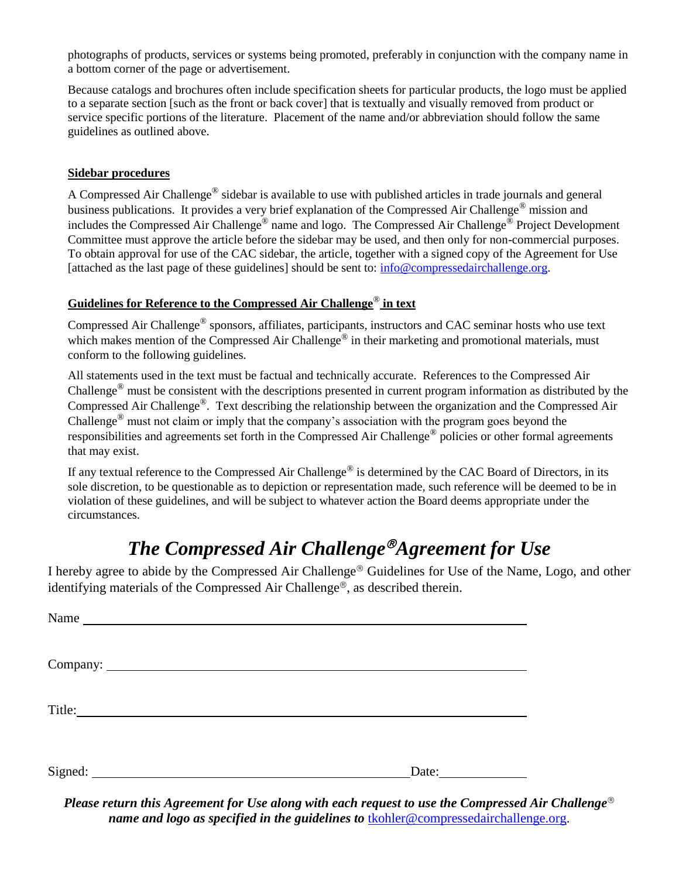photographs of products, services or systems being promoted, preferably in conjunction with the company name in a bottom corner of the page or advertisement.

Because catalogs and brochures often include specification sheets for particular products, the logo must be applied to a separate section [such as the front or back cover] that is textually and visually removed from product or service specific portions of the literature. Placement of the name and/or abbreviation should follow the same guidelines as outlined above.

**Sidebar procedures**

A Compressed Air Challenge® sidebar is available to use with published articles in trade journals and general business publications. It provides a very brief explanation of the Compressed Air Challenge® mission and includes the Compressed Air Challenge® name and logo. The Compressed Air Challenge® Project Development Committee must approve the article before the sidebar may be used, and then only for non-commercial purposes. To obtain approval for use of the CAC sidebar, the article, together with a signed copy of the Agreement for Use [attached as the last page of these guidelines] should be sent to: info@compressedairchallenge.org.

**Guidelines for Reference to the Compressed Air Challenge® in text**

Compressed Air Challenge® sponsors, affiliates, participants, instructors and CAC seminar hosts who use text which makes mention of the Compressed Air Challenge® in their marketing and promotional materials, must conform to the following guidelines.

All statements used in the text must be factual and technically accurate. References to the Compressed Air Challenge® must be consistent with the descriptions presented in current program information as distributed by the Compressed Air Challenge®. Text describing the relationship between the organization and the Compressed Air Challenge® must not claim or imply that the company's association with the program goes beyond the responsibilities and agreements set forth in the Compressed Air Challenge® policies or other formal agreements that may exist.

If any textual reference to the Compressed Air Challenge® is determined by the CAC Board of Directors, in its sole discretion, to be questionable as to depiction or representation made, such reference will be deemed to be in violation of these guidelines, and will be subject to whatever action the Board deems appropriate under the circumstances.

# *The Compressed Air Challenge® Agreement for Use*

I hereby agree to abide by the Compressed Air Challenge® Guidelines for Use of the Name, Logo, and other identifying materials of the Compressed Air Challenge®, as described therein.

Name ______________________________________________

Company: ______________________________________________

Title: ______________________________________________

Signed: ______________________________ Date: ____________

***Please return this Agreement for Use along with each request to use the Compressed Air Challenge® name and logo as specified in the guidelines to*** tkohler@compressedairchallenge.org.